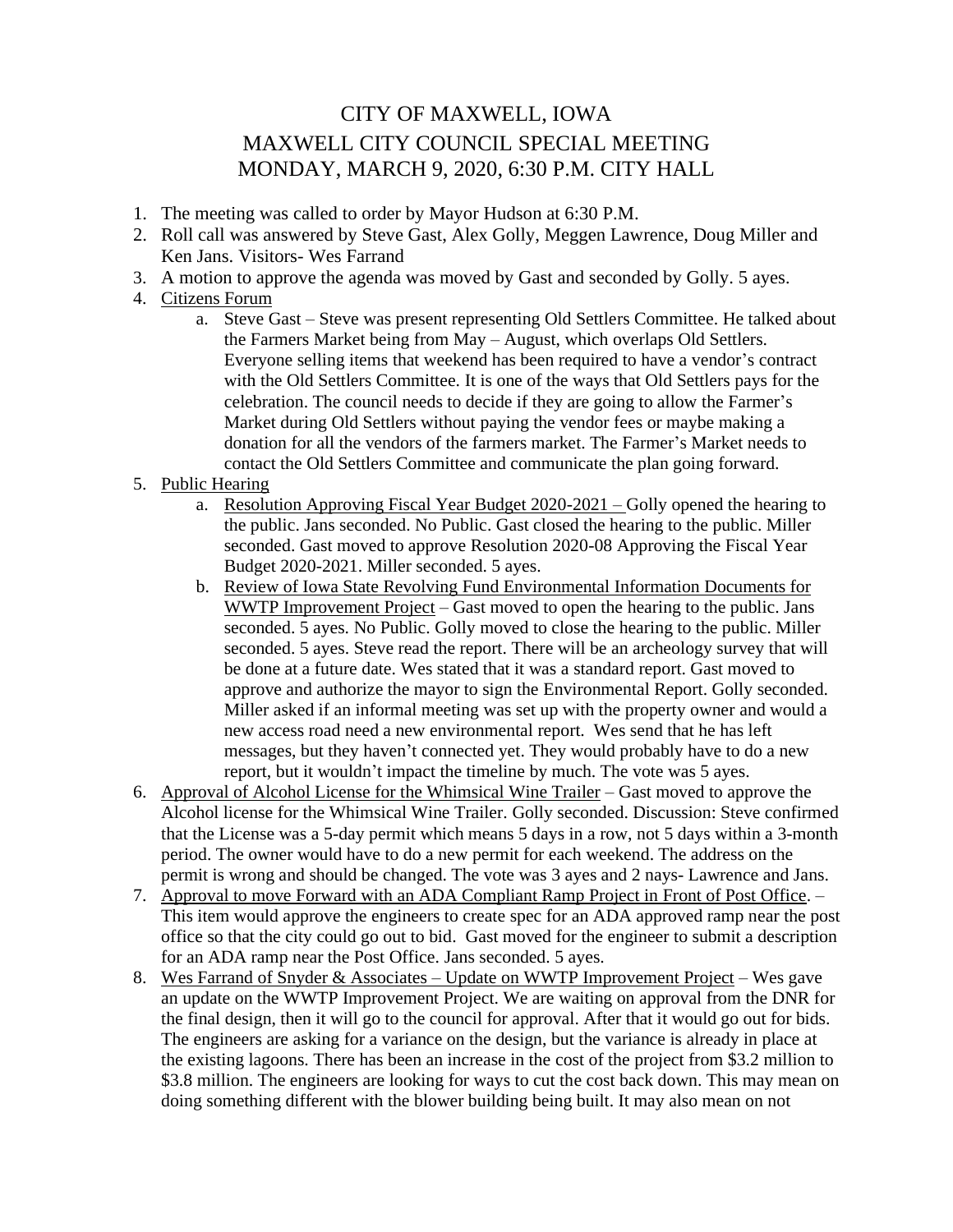# CITY OF MAXWELL, IOWA
## MAXWELL CITY COUNCIL SPECIAL MEETING
## MONDAY, MARCH 9, 2020, 6:30 P.M. CITY HALL

1. The meeting was called to order by Mayor Hudson at 6:30 P.M.
2. Roll call was answered by Steve Gast, Alex Golly, Meggen Lawrence, Doug Miller and Ken Jans. Visitors- Wes Farrand
3. A motion to approve the agenda was moved by Gast and seconded by Golly. 5 ayes.
4. Citizens Forum
   a. Steve Gast – Steve was present representing Old Settlers Committee. He talked about the Farmers Market being from May – August, which overlaps Old Settlers. Everyone selling items that weekend has been required to have a vendor's contract with the Old Settlers Committee. It is one of the ways that Old Settlers pays for the celebration. The council needs to decide if they are going to allow the Farmer's Market during Old Settlers without paying the vendor fees or maybe making a donation for all the vendors of the farmers market. The Farmer's Market needs to contact the Old Settlers Committee and communicate the plan going forward.
5. Public Hearing
   a. Resolution Approving Fiscal Year Budget 2020-2021 – Golly opened the hearing to the public. Jans seconded. No Public. Gast closed the hearing to the public. Miller seconded. Gast moved to approve Resolution 2020-08 Approving the Fiscal Year Budget 2020-2021. Miller seconded. 5 ayes.
   b. Review of Iowa State Revolving Fund Environmental Information Documents for WWTP Improvement Project – Gast moved to open the hearing to the public. Jans seconded. 5 ayes. No Public. Golly moved to close the hearing to the public. Miller seconded. 5 ayes. Steve read the report. There will be an archeology survey that will be done at a future date. Wes stated that it was a standard report. Gast moved to approve and authorize the mayor to sign the Environmental Report. Golly seconded. Miller asked if an informal meeting was set up with the property owner and would a new access road need a new environmental report. Wes send that he has left messages, but they haven't connected yet. They would probably have to do a new report, but it wouldn't impact the timeline by much. The vote was 5 ayes.
6. Approval of Alcohol License for the Whimsical Wine Trailer – Gast moved to approve the Alcohol license for the Whimsical Wine Trailer. Golly seconded. Discussion: Steve confirmed that the License was a 5-day permit which means 5 days in a row, not 5 days within a 3-month period. The owner would have to do a new permit for each weekend. The address on the permit is wrong and should be changed. The vote was 3 ayes and 2 nays- Lawrence and Jans.
7. Approval to move Forward with an ADA Compliant Ramp Project in Front of Post Office. – This item would approve the engineers to create spec for an ADA approved ramp near the post office so that the city could go out to bid. Gast moved for the engineer to submit a description for an ADA ramp near the Post Office. Jans seconded. 5 ayes.
8. Wes Farrand of Snyder & Associates – Update on WWTP Improvement Project – Wes gave an update on the WWTP Improvement Project. We are waiting on approval from the DNR for the final design, then it will go to the council for approval. After that it would go out for bids. The engineers are asking for a variance on the design, but the variance is already in place at the existing lagoons. There has been an increase in the cost of the project from $3.2 million to $3.8 million. The engineers are looking for ways to cut the cost back down. This may mean on doing something different with the blower building being built. It may also mean on not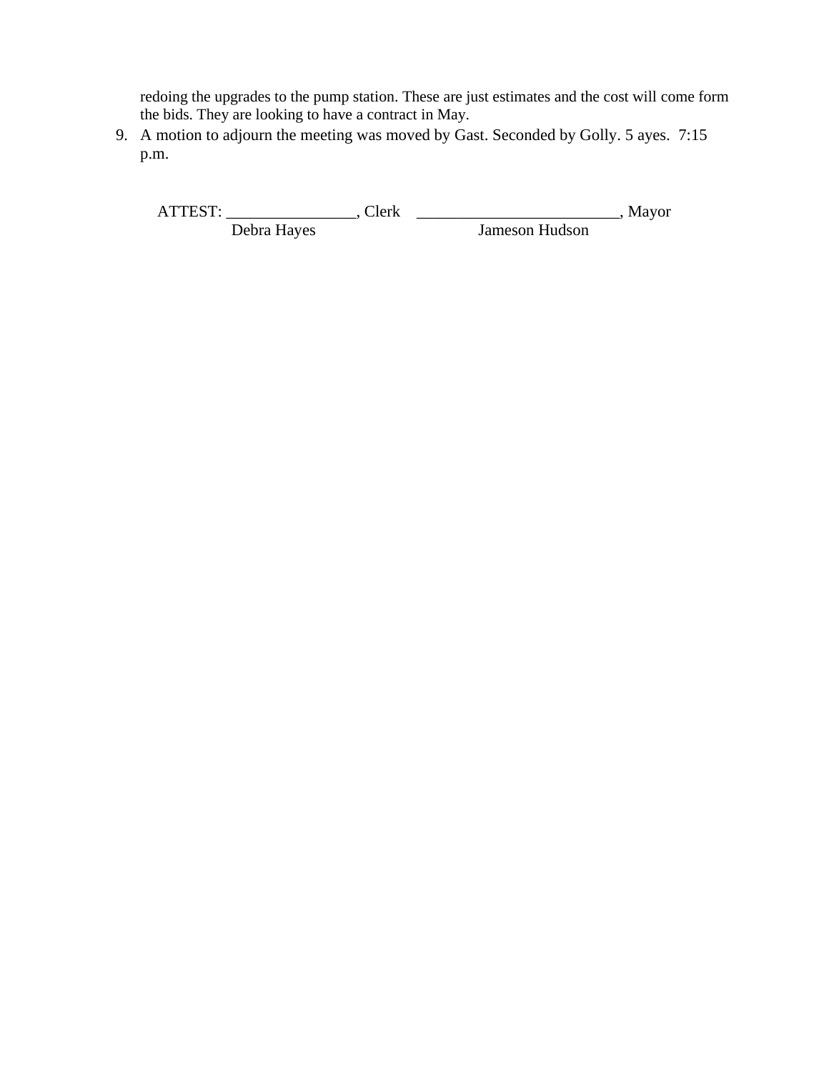redoing the upgrades to the pump station. These are just estimates and the cost will come form the bids. They are looking to have a contract in May.

9. A motion to adjourn the meeting was moved by Gast. Seconded by Golly. 5 ayes. 7:15 p.m.

ATTEST: ________________, Clerk _________________________, Mayor
Debra Hayes Jameson Hudson